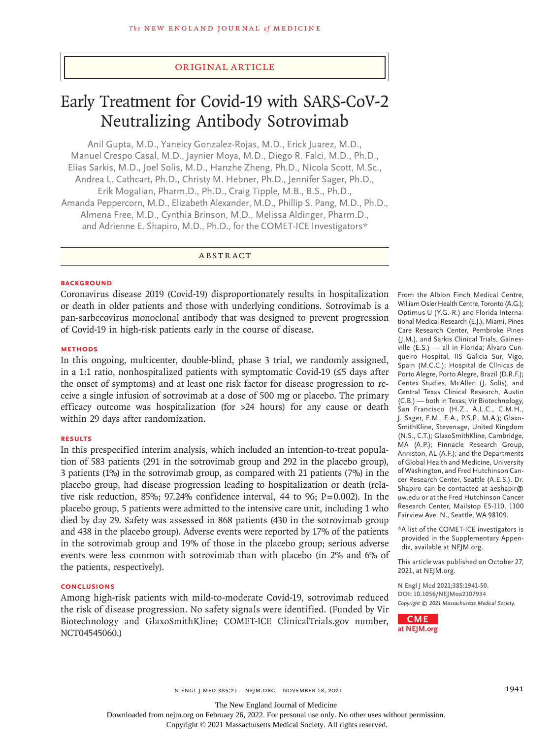ORIGINAL ARTICLE

# Early Treatment for Covid-19 with SARS-CoV-2 Neutralizing Antibody Sotrovimab

Anil Gupta, M.D., Yaneicy Gonzalez-Rojas, M.D., Erick Juarez, M.D., Manuel Crespo Casal, M.D., Jaynier Moya, M.D., Diego R. Falci, M.D., Ph.D., Elias Sarkis, M.D., Joel Solis, M.D., Hanzhe Zheng, Ph.D., Nicola Scott, M.Sc., Andrea L. Cathcart, Ph.D., Christy M. Hebner, Ph.D., Jennifer Sager, Ph.D., Erik Mogalian, Pharm.D., Ph.D., Craig Tipple, M.B., B.S., Ph.D., Amanda Peppercorn, M.D., Elizabeth Alexander, M.D., Phillip S. Pang, M.D., Ph.D., Almena Free, M.D., Cynthia Brinson, M.D., Melissa Aldinger, Pharm.D., and Adrienne E. Shapiro, M.D., Ph.D., for the COMET-ICE Investigators*

## ABSTRACT

### BACKGROUND

Coronavirus disease 2019 (Covid-19) disproportionately results in hospitalization or death in older patients and those with underlying conditions. Sotrovimab is a pan-sarbecovirus monoclonal antibody that was designed to prevent progression of Covid-19 in high-risk patients early in the course of disease.

### METHODS

In this ongoing, multicenter, double-blind, phase 3 trial, we randomly assigned, in a 1:1 ratio, nonhospitalized patients with symptomatic Covid-19 (≤5 days after the onset of symptoms) and at least one risk factor for disease progression to receive a single infusion of sotrovimab at a dose of 500 mg or placebo. The primary efficacy outcome was hospitalization (for >24 hours) for any cause or death within 29 days after randomization.

### RESULTS

In this prespecified interim analysis, which included an intention-to-treat population of 583 patients (291 in the sotrovimab group and 292 in the placebo group), 3 patients (1%) in the sotrovimab group, as compared with 21 patients (7%) in the placebo group, had disease progression leading to hospitalization or death (relative risk reduction, 85%; 97.24% confidence interval, 44 to 96; P=0.002). In the placebo group, 5 patients were admitted to the intensive care unit, including 1 who died by day 29. Safety was assessed in 868 patients (430 in the sotrovimab group and 438 in the placebo group). Adverse events were reported by 17% of the patients in the sotrovimab group and 19% of those in the placebo group; serious adverse events were less common with sotrovimab than with placebo (in 2% and 6% of the patients, respectively).

### CONCLUSIONS

Among high-risk patients with mild-to-moderate Covid-19, sotrovimab reduced the risk of disease progression. No safety signals were identified. (Funded by Vir Biotechnology and GlaxoSmithKline; COMET-ICE ClinicalTrials.gov number, NCT04545060.)

From the Albion Finch Medical Centre, William Osler Health Centre, Toronto (A.G.); Optimus U (Y.G.-R.) and Florida International Medical Research (E.J.), Miami, Pines Care Research Center, Pembroke Pines (J.M.), and Sarkis Clinical Trials, Gainesville (E.S.) — all in Florida; Álvaro Cunqueiro Hospital, IIS Galicia Sur, Vigo, Spain (M.C.C.); Hospital de Clínicas de Porto Alegre, Porto Alegre, Brazil (D.R.F.); Centex Studies, McAllen (J. Solis), and Central Texas Clinical Research, Austin (C.B.) — both in Texas; Vir Biotechnology, San Francisco (H.Z., A.L.C., C.M.H., J. Sager, E.M., E.A., P.S.P., M.A.); GlaxoSmithKline, Stevenage, United Kingdom (N.S., C.T.); GlaxoSmithKline, Cambridge, MA (A.P.); Pinnacle Research Group, Anniston, AL (A.F.); and the Departments of Global Health and Medicine, University of Washington, and Fred Hutchinson Cancer Research Center, Seattle (A.E.S.). Dr. Shapiro can be contacted at aeshapir@uw.edu or at the Fred Hutchinson Cancer Research Center, Mailstop E5-110, 1100 Fairview Ave. N., Seattle, WA 98109.

*A list of the COMET-ICE investigators is provided in the Supplementary Appendix, available at NEJM.org.

This article was published on October 27, 2021, at NEJM.org.

N Engl J Med 2021;385:1941-50.
DOI: 10.1056/NEJMoa2107934
Copyright © 2021 Massachusetts Medical Society.

CME at NEJM.org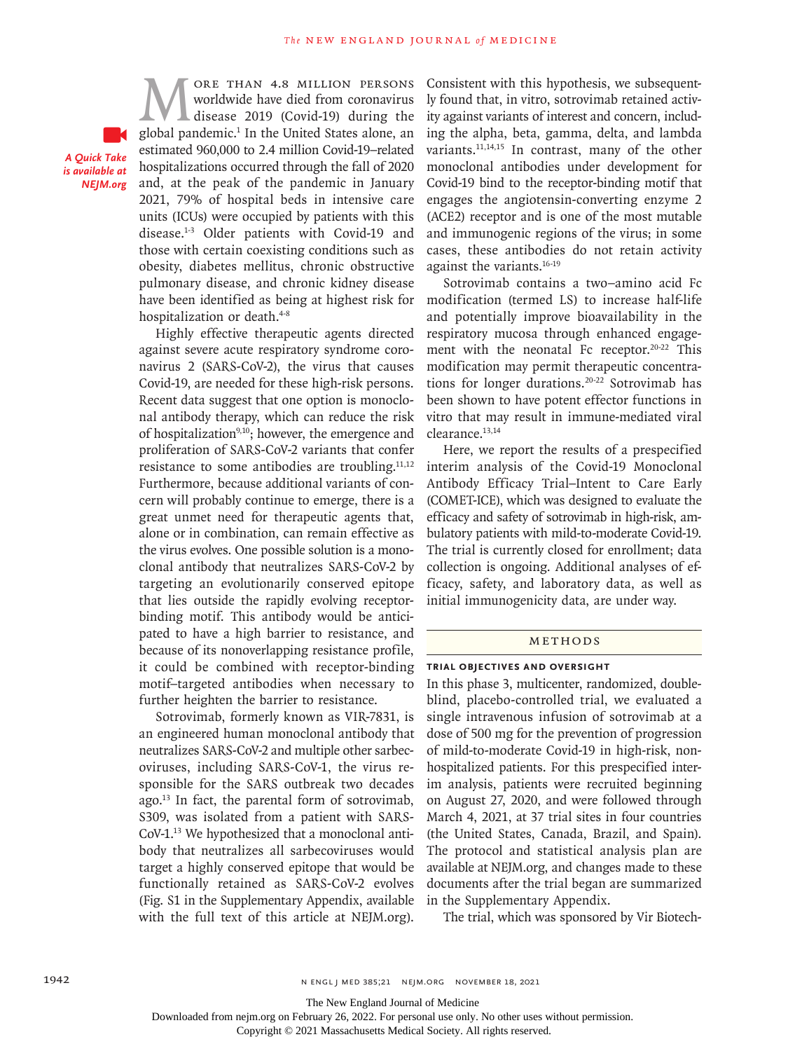*A Quick Take is available at NEJM.org*

More than 4.8 million persons worldwide have died from coronavirus disease 2019 (Covid-19) during the global pandemic.[1] In the United States alone, an estimated 960,000 to 2.4 million Covid-19–related hospitalizations occurred through the fall of 2020 and, at the peak of the pandemic in January 2021, 79% of hospital beds in intensive care units (ICUs) were occupied by patients with this disease.[1-3] Older patients with Covid-19 and those with certain coexisting conditions such as obesity, diabetes mellitus, chronic obstructive pulmonary disease, and chronic kidney disease have been identified as being at highest risk for hospitalization or death.[4-8]

Highly effective therapeutic agents directed against severe acute respiratory syndrome coronavirus 2 (SARS-CoV-2), the virus that causes Covid-19, are needed for these high-risk persons. Recent data suggest that one option is monoclonal antibody therapy, which can reduce the risk of hospitalization[9,10]; however, the emergence and proliferation of SARS-CoV-2 variants that confer resistance to some antibodies are troubling.[11,12] Furthermore, because additional variants of concern will probably continue to emerge, there is a great unmet need for therapeutic agents that, alone or in combination, can remain effective as the virus evolves. One possible solution is a monoclonal antibody that neutralizes SARS-CoV-2 by targeting an evolutionarily conserved epitope that lies outside the rapidly evolving receptor-binding motif. This antibody would be anticipated to have a high barrier to resistance, and because of its nonoverlapping resistance profile, it could be combined with receptor-binding motif–targeted antibodies when necessary to further heighten the barrier to resistance.

Sotrovimab, formerly known as VIR-7831, is an engineered human monoclonal antibody that neutralizes SARS-CoV-2 and multiple other sarbecoviruses, including SARS-CoV-1, the virus responsible for the SARS outbreak two decades ago.[13] In fact, the parental form of sotrovimab, S309, was isolated from a patient with SARS-CoV-1.[13] We hypothesized that a monoclonal antibody that neutralizes all sarbecoviruses would target a highly conserved epitope that would be functionally retained as SARS-CoV-2 evolves (Fig. S1 in the Supplementary Appendix, available with the full text of this article at NEJM.org). Consistent with this hypothesis, we subsequently found that, in vitro, sotrovimab retained activity against variants of interest and concern, including the alpha, beta, gamma, delta, and lambda variants.[11,14,15] In contrast, many of the other monoclonal antibodies under development for Covid-19 bind to the receptor-binding motif that engages the angiotensin-converting enzyme 2 (ACE2) receptor and is one of the most mutable and immunogenic regions of the virus; in some cases, these antibodies do not retain activity against the variants.[16-19]

Sotrovimab contains a two–amino acid Fc modification (termed LS) to increase half-life and potentially improve bioavailability in the respiratory mucosa through enhanced engagement with the neonatal Fc receptor.[20-22] This modification may permit therapeutic concentrations for longer durations.[20-22] Sotrovimab has been shown to have potent effector functions in vitro that may result in immune-mediated viral clearance.[13,14]

Here, we report the results of a prespecified interim analysis of the Covid-19 Monoclonal Antibody Efficacy Trial–Intent to Care Early (COMET-ICE), which was designed to evaluate the efficacy and safety of sotrovimab in high-risk, ambulatory patients with mild-to-moderate Covid-19. The trial is currently closed for enrollment; data collection is ongoing. Additional analyses of efficacy, safety, and laboratory data, as well as initial immunogenicity data, are under way.

## Methods

### Trial Objectives and Oversight

In this phase 3, multicenter, randomized, double-blind, placebo-controlled trial, we evaluated a single intravenous infusion of sotrovimab at a dose of 500 mg for the prevention of progression of mild-to-moderate Covid-19 in high-risk, nonhospitalized patients. For this prespecified interim analysis, patients were recruited beginning on August 27, 2020, and were followed through March 4, 2021, at 37 trial sites in four countries (the United States, Canada, Brazil, and Spain). The protocol and statistical analysis plan are available at NEJM.org, and changes made to these documents after the trial began are summarized in the Supplementary Appendix.

The trial, which was sponsored by Vir Biotech-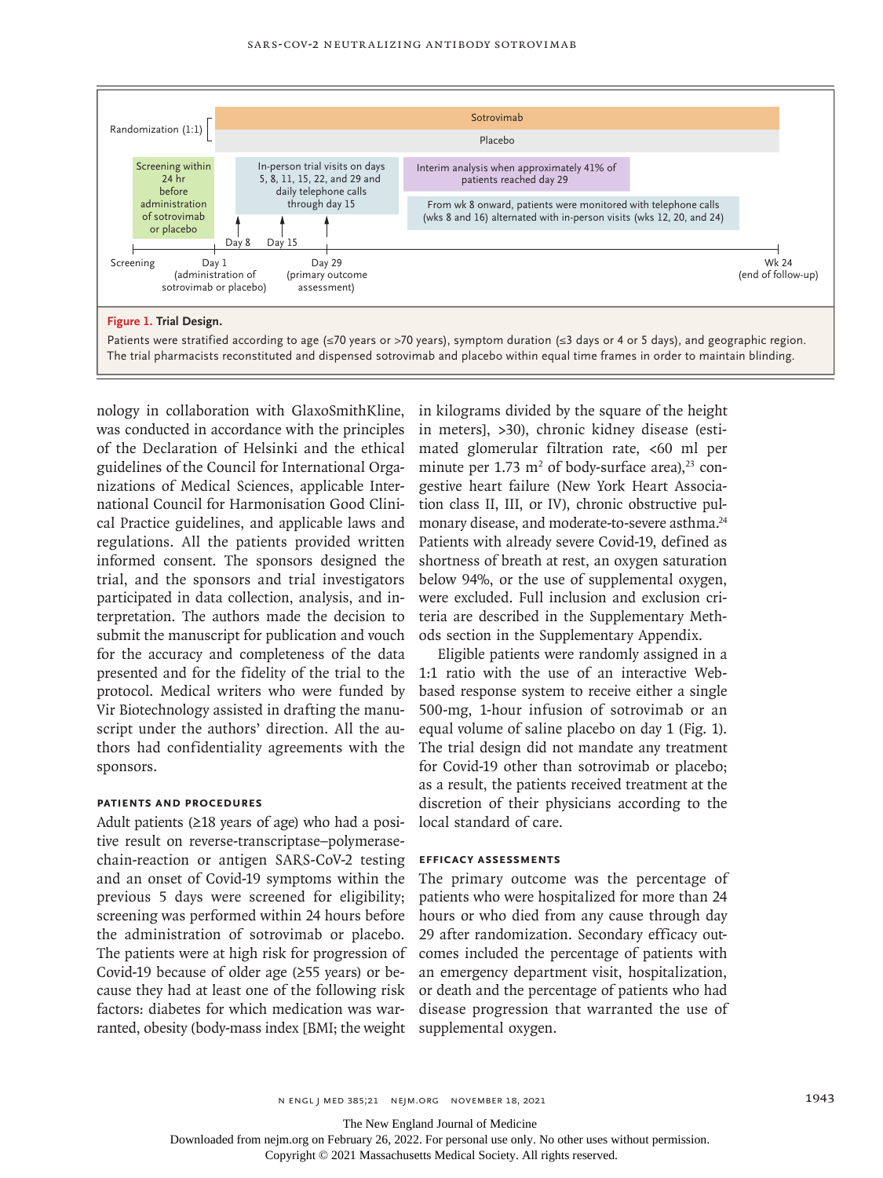Randomization (1:1)

Sotrovimab

Placebo

Screening within 24 hr before administration of sotrovimab or placebo

In-person trial visits on days 5, 8, 11, 15, 22, and 29 and daily telephone calls through day 15

Interim analysis when approximately 41% of patients reached day 29

From wk 8 onward, patients were monitored with telephone calls (wks 8 and 16) alternated with in-person visits (wks 12, 20, and 24)

Screening — Day 1 (administration of sotrovimab or placebo) — Day 8 — Day 15 — Day 29 (primary outcome assessment) — Wk 24 (end of follow-up)

**Figure 1. Trial Design.**

Patients were stratified according to age (≤70 years or >70 years), symptom duration (≤3 days or 4 or 5 days), and geographic region. The trial pharmacists reconstituted and dispensed sotrovimab and placebo within equal time frames in order to maintain blinding.

nology in collaboration with GlaxoSmithKline, was conducted in accordance with the principles of the Declaration of Helsinki and the ethical guidelines of the Council for International Organizations of Medical Sciences, applicable International Council for Harmonisation Good Clinical Practice guidelines, and applicable laws and regulations. All the patients provided written informed consent. The sponsors designed the trial, and the sponsors and trial investigators participated in data collection, analysis, and interpretation. The authors made the decision to submit the manuscript for publication and vouch for the accuracy and completeness of the data presented and for the fidelity of the trial to the protocol. Medical writers who were funded by Vir Biotechnology assisted in drafting the manuscript under the authors' direction. All the authors had confidentiality agreements with the sponsors.

### Patients and Procedures

Adult patients (≥18 years of age) who had a positive result on reverse-transcriptase–polymerase-chain-reaction or antigen SARS-CoV-2 testing and an onset of Covid-19 symptoms within the previous 5 days were screened for eligibility; screening was performed within 24 hours before the administration of sotrovimab or placebo. The patients were at high risk for progression of Covid-19 because of older age (≥55 years) or because they had at least one of the following risk factors: diabetes for which medication was warranted, obesity (body-mass index [BMI; the weight in kilograms divided by the square of the height in meters], >30), chronic kidney disease (estimated glomerular filtration rate, <60 ml per minute per 1.73 $m^2$ of body-surface area),[23] congestive heart failure (New York Heart Association class II, III, or IV), chronic obstructive pulmonary disease, and moderate-to-severe asthma.[24] Patients with already severe Covid-19, defined as shortness of breath at rest, an oxygen saturation below 94%, or the use of supplemental oxygen, were excluded. Full inclusion and exclusion criteria are described in the Supplementary Methods section in the Supplementary Appendix.

Eligible patients were randomly assigned in a 1:1 ratio with the use of an interactive Web-based response system to receive either a single 500-mg, 1-hour infusion of sotrovimab or an equal volume of saline placebo on day 1 (Fig. 1). The trial design did not mandate any treatment for Covid-19 other than sotrovimab or placebo; as a result, the patients received treatment at the discretion of their physicians according to the local standard of care.

### Efficacy Assessments

The primary outcome was the percentage of patients who were hospitalized for more than 24 hours or who died from any cause through day 29 after randomization. Secondary efficacy outcomes included the percentage of patients with an emergency department visit, hospitalization, or death and the percentage of patients who had disease progression that warranted the use of supplemental oxygen.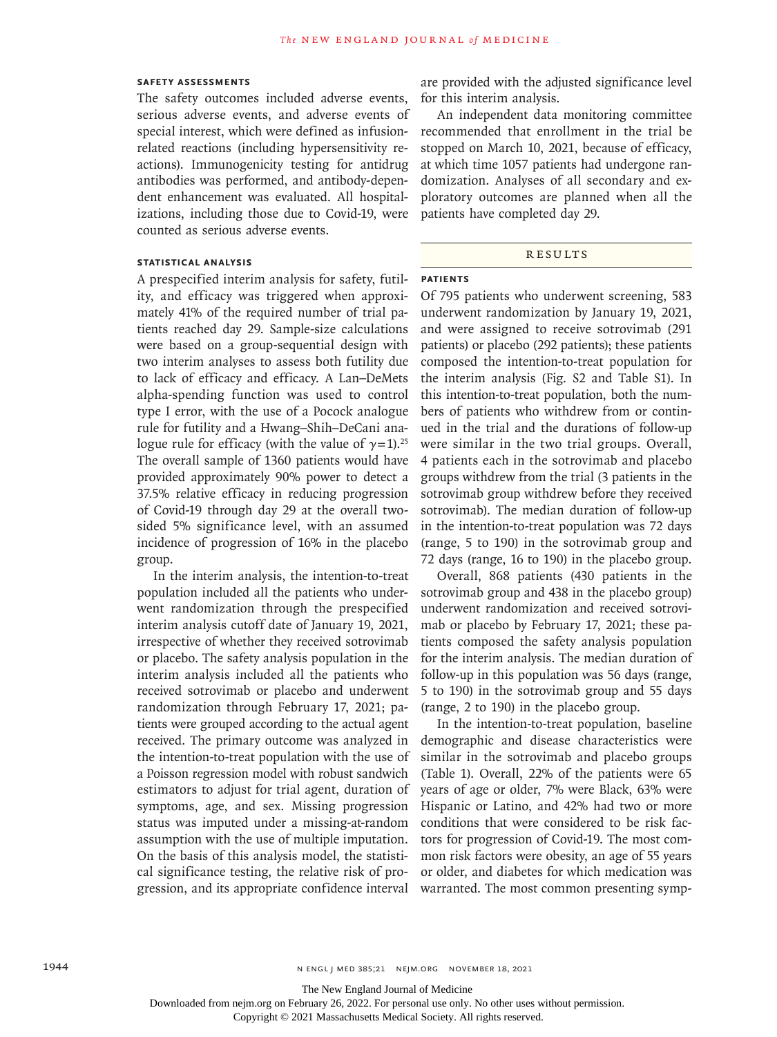### SAFETY ASSESSMENTS

The safety outcomes included adverse events, serious adverse events, and adverse events of special interest, which were defined as infusion-related reactions (including hypersensitivity reactions). Immunogenicity testing for antidrug antibodies was performed, and antibody-dependent enhancement was evaluated. All hospitalizations, including those due to Covid-19, were counted as serious adverse events.

### STATISTICAL ANALYSIS

A prespecified interim analysis for safety, futility, and efficacy was triggered when approximately 41% of the required number of trial patients reached day 29. Sample-size calculations were based on a group-sequential design with two interim analyses to assess both futility due to lack of efficacy and efficacy. A Lan–DeMets alpha-spending function was used to control type I error, with the use of a Pocock analogue rule for futility and a Hwang–Shih–DeCani analogue rule for efficacy (with the value of $\gamma=1$).[25] The overall sample of 1360 patients would have provided approximately 90% power to detect a 37.5% relative efficacy in reducing progression of Covid-19 through day 29 at the overall two-sided 5% significance level, with an assumed incidence of progression of 16% in the placebo group.

In the interim analysis, the intention-to-treat population included all the patients who underwent randomization through the prespecified interim analysis cutoff date of January 19, 2021, irrespective of whether they received sotrovimab or placebo. The safety analysis population in the interim analysis included all the patients who received sotrovimab or placebo and underwent randomization through February 17, 2021; patients were grouped according to the actual agent received. The primary outcome was analyzed in the intention-to-treat population with the use of a Poisson regression model with robust sandwich estimators to adjust for trial agent, duration of symptoms, age, and sex. Missing progression status was imputed under a missing-at-random assumption with the use of multiple imputation. On the basis of this analysis model, the statistical significance testing, the relative risk of progression, and its appropriate confidence interval are provided with the adjusted significance level for this interim analysis.

An independent data monitoring committee recommended that enrollment in the trial be stopped on March 10, 2021, because of efficacy, at which time 1057 patients had undergone randomization. Analyses of all secondary and exploratory outcomes are planned when all the patients have completed day 29.

## RESULTS

### PATIENTS

Of 795 patients who underwent screening, 583 underwent randomization by January 19, 2021, and were assigned to receive sotrovimab (291 patients) or placebo (292 patients); these patients composed the intention-to-treat population for the interim analysis (Fig. S2 and Table S1). In this intention-to-treat population, both the numbers of patients who withdrew from or continued in the trial and the durations of follow-up were similar in the two trial groups. Overall, 4 patients each in the sotrovimab and placebo groups withdrew from the trial (3 patients in the sotrovimab group withdrew before they received sotrovimab). The median duration of follow-up in the intention-to-treat population was 72 days (range, 5 to 190) in the sotrovimab group and 72 days (range, 16 to 190) in the placebo group.

Overall, 868 patients (430 patients in the sotrovimab group and 438 in the placebo group) underwent randomization and received sotrovimab or placebo by February 17, 2021; these patients composed the safety analysis population for the interim analysis. The median duration of follow-up in this population was 56 days (range, 5 to 190) in the sotrovimab group and 55 days (range, 2 to 190) in the placebo group.

In the intention-to-treat population, baseline demographic and disease characteristics were similar in the sotrovimab and placebo groups (Table 1). Overall, 22% of the patients were 65 years of age or older, 7% were Black, 63% were Hispanic or Latino, and 42% had two or more conditions that were considered to be risk factors for progression of Covid-19. The most common risk factors were obesity, an age of 55 years or older, and diabetes for which medication was warranted. The most common presenting symp-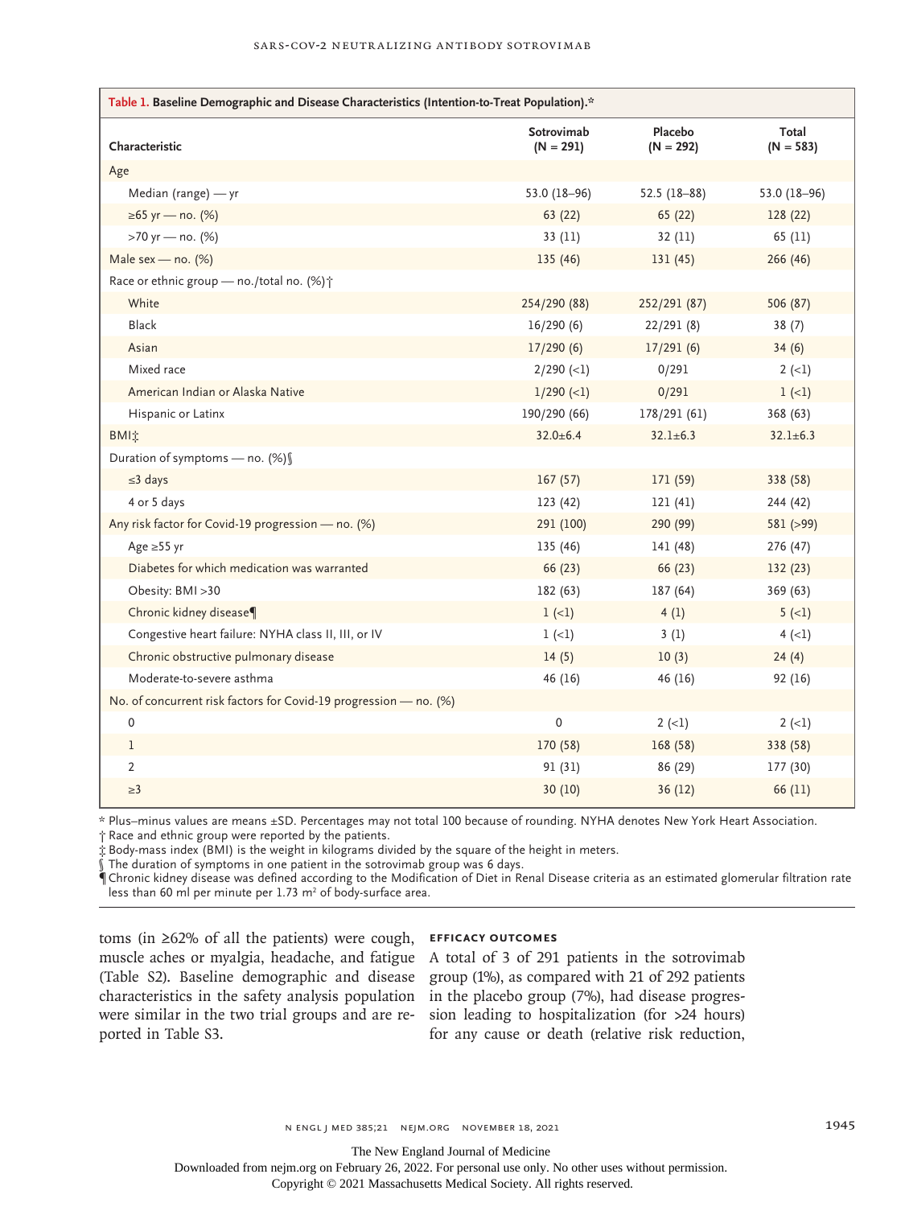**Table 1. Baseline Demographic and Disease Characteristics (Intention-to-Treat Population).***

| Characteristic | Sotrovimab (N = 291) | Placebo (N = 292) | Total (N = 583) |
|---|---|---|---|
| Age | | | |
| Median (range) — yr | 53.0 (18–96) | 52.5 (18–88) | 53.0 (18–96) |
| ≥65 yr — no. (%) | 63 (22) | 65 (22) | 128 (22) |
| >70 yr — no. (%) | 33 (11) | 32 (11) | 65 (11) |
| Male sex — no. (%) | 135 (46) | 131 (45) | 266 (46) |
| Race or ethnic group — no./total no. (%)† | | | |
| White | 254/290 (88) | 252/291 (87) | 506 (87) |
| Black | 16/290 (6) | 22/291 (8) | 38 (7) |
| Asian | 17/290 (6) | 17/291 (6) | 34 (6) |
| Mixed race | 2/290 (<1) | 0/291 | 2 (<1) |
| American Indian or Alaska Native | 1/290 (<1) | 0/291 | 1 (<1) |
| Hispanic or Latinx | 190/290 (66) | 178/291 (61) | 368 (63) |
| BMI‡ | 32.0±6.4 | 32.1±6.3 | 32.1±6.3 |
| Duration of symptoms — no. (%)§ | | | |
| ≤3 days | 167 (57) | 171 (59) | 338 (58) |
| 4 or 5 days | 123 (42) | 121 (41) | 244 (42) |
| Any risk factor for Covid-19 progression — no. (%) | 291 (100) | 290 (99) | 581 (>99) |
| Age ≥55 yr | 135 (46) | 141 (48) | 276 (47) |
| Diabetes for which medication was warranted | 66 (23) | 66 (23) | 132 (23) |
| Obesity: BMI >30 | 182 (63) | 187 (64) | 369 (63) |
| Chronic kidney disease¶ | 1 (<1) | 4 (1) | 5 (<1) |
| Congestive heart failure: NYHA class II, III, or IV | 1 (<1) | 3 (1) | 4 (<1) |
| Chronic obstructive pulmonary disease | 14 (5) | 10 (3) | 24 (4) |
| Moderate-to-severe asthma | 46 (16) | 46 (16) | 92 (16) |
| No. of concurrent risk factors for Covid-19 progression — no. (%) | | | |
| 0 | 0 | 2 (<1) | 2 (<1) |
| 1 | 170 (58) | 168 (58) | 338 (58) |
| 2 | 91 (31) | 86 (29) | 177 (30) |
| ≥3 | 30 (10) | 36 (12) | 66 (11) |

\* Plus–minus values are means ±SD. Percentages may not total 100 because of rounding. NYHA denotes New York Heart Association.

† Race and ethnic group were reported by the patients.

‡ Body-mass index (BMI) is the weight in kilograms divided by the square of the height in meters.

§ The duration of symptoms in one patient in the sotrovimab group was 6 days.

¶ Chronic kidney disease was defined according to the Modification of Diet in Renal Disease criteria as an estimated glomerular filtration rate less than 60 ml per minute per 1.73 $m^2$ of body-surface area.

toms (in ≥62% of all the patients) were cough, muscle aches or myalgia, headache, and fatigue (Table S2). Baseline demographic and disease characteristics in the safety analysis population were similar in the two trial groups and are reported in Table S3.

### EFFICACY OUTCOMES

A total of 3 of 291 patients in the sotrovimab group (1%), as compared with 21 of 292 patients in the placebo group (7%), had disease progression leading to hospitalization (for >24 hours) for any cause or death (relative risk reduction,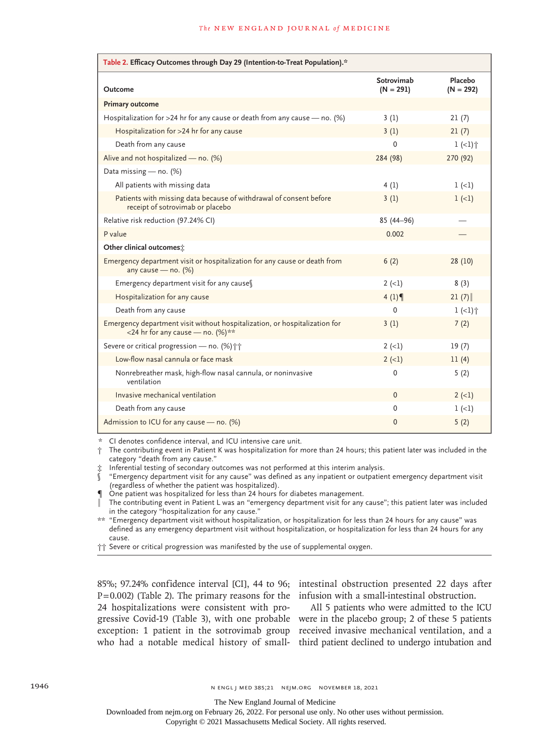**Table 2. Efficacy Outcomes through Day 29 (Intention-to-Treat Population).***

| Outcome | Sotrovimab (N = 291) | Placebo (N = 292) |
|---|---|---|
| **Primary outcome** | | |
| Hospitalization for >24 hr for any cause or death from any cause — no. (%) | 3 (1) | 21 (7) |
| Hospitalization for >24 hr for any cause | 3 (1) | 21 (7) |
| Death from any cause | 0 | 1 (<1)† |
| Alive and not hospitalized — no. (%) | 284 (98) | 270 (92) |
| Data missing — no. (%) | | |
| All patients with missing data | 4 (1) | 1 (<1) |
| Patients with missing data because of withdrawal of consent before receipt of sotrovimab or placebo | 3 (1) | 1 (<1) |
| Relative risk reduction (97.24% CI) | 85 (44–96) | — |
| P value | 0.002 | — |
| **Other clinical outcomes‡** | | |
| Emergency department visit or hospitalization for any cause or death from any cause — no. (%) | 6 (2) | 28 (10) |
| Emergency department visit for any cause§ | 2 (<1) | 8 (3) |
| Hospitalization for any cause | 4 (1)¶ | 21 (7)‖ |
| Death from any cause | 0 | 1 (<1)† |
| Emergency department visit without hospitalization, or hospitalization for <24 hr for any cause — no. (%)** | 3 (1) | 7 (2) |
| Severe or critical progression — no. (%)†† | 2 (<1) | 19 (7) |
| Low-flow nasal cannula or face mask | 2 (<1) | 11 (4) |
| Nonrebreather mask, high-flow nasal cannula, or noninvasive ventilation | 0 | 5 (2) |
| Invasive mechanical ventilation | 0 | 2 (<1) |
| Death from any cause | 0 | 1 (<1) |
| Admission to ICU for any cause — no. (%) | 0 | 5 (2) |

\* CI denotes confidence interval, and ICU intensive care unit.

† The contributing event in Patient K was hospitalization for more than 24 hours; this patient later was included in the category "death from any cause."

‡ Inferential testing of secondary outcomes was not performed at this interim analysis.

§ "Emergency department visit for any cause" was defined as any inpatient or outpatient emergency department visit (regardless of whether the patient was hospitalized).

¶ One patient was hospitalized for less than 24 hours for diabetes management.

‖ The contributing event in Patient L was an "emergency department visit for any cause"; this patient later was included in the category "hospitalization for any cause."

** "Emergency department visit without hospitalization, or hospitalization for less than 24 hours for any cause" was defined as any emergency department visit without hospitalization, or hospitalization for less than 24 hours for any cause.

†† Severe or critical progression was manifested by the use of supplemental oxygen.

85%; 97.24% confidence interval [CI], 44 to 96; P=0.002) (Table 2). The primary reasons for the 24 hospitalizations were consistent with progressive Covid-19 (Table 3), with one probable exception: 1 patient in the sotrovimab group who had a notable medical history of small-intestinal obstruction presented 22 days after infusion with a small-intestinal obstruction.

All 5 patients who were admitted to the ICU were in the placebo group; 2 of these 5 patients received invasive mechanical ventilation, and a third patient declined to undergo intubation and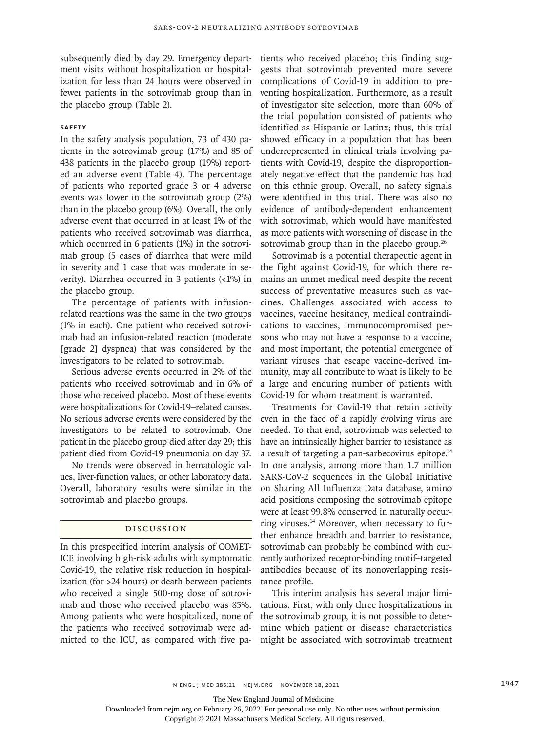subsequently died by day 29. Emergency department visits without hospitalization or hospitalization for less than 24 hours were observed in fewer patients in the sotrovimab group than in the placebo group (Table 2).

### Safety

In the safety analysis population, 73 of 430 patients in the sotrovimab group (17%) and 85 of 438 patients in the placebo group (19%) reported an adverse event (Table 4). The percentage of patients who reported grade 3 or 4 adverse events was lower in the sotrovimab group (2%) than in the placebo group (6%). Overall, the only adverse event that occurred in at least 1% of the patients who received sotrovimab was diarrhea, which occurred in 6 patients (1%) in the sotrovimab group (5 cases of diarrhea that were mild in severity and 1 case that was moderate in severity). Diarrhea occurred in 3 patients (<1%) in the placebo group.

The percentage of patients with infusion-related reactions was the same in the two groups (1% in each). One patient who received sotrovimab had an infusion-related reaction (moderate [grade 2] dyspnea) that was considered by the investigators to be related to sotrovimab.

Serious adverse events occurred in 2% of the patients who received sotrovimab and in 6% of those who received placebo. Most of these events were hospitalizations for Covid-19–related causes. No serious adverse events were considered by the investigators to be related to sotrovimab. One patient in the placebo group died after day 29; this patient died from Covid-19 pneumonia on day 37.

No trends were observed in hematologic values, liver-function values, or other laboratory data. Overall, laboratory results were similar in the sotrovimab and placebo groups.

## Discussion

In this prespecified interim analysis of COMET-ICE involving high-risk adults with symptomatic Covid-19, the relative risk reduction in hospitalization (for >24 hours) or death between patients who received a single 500-mg dose of sotrovimab and those who received placebo was 85%. Among patients who were hospitalized, none of the patients who received sotrovimab were admitted to the ICU, as compared with five patients who received placebo; this finding suggests that sotrovimab prevented more severe complications of Covid-19 in addition to preventing hospitalization. Furthermore, as a result of investigator site selection, more than 60% of the trial population consisted of patients who identified as Hispanic or Latinx; thus, this trial showed efficacy in a population that has been underrepresented in clinical trials involving patients with Covid-19, despite the disproportionately negative effect that the pandemic has had on this ethnic group. Overall, no safety signals were identified in this trial. There was also no evidence of antibody-dependent enhancement with sotrovimab, which would have manifested as more patients with worsening of disease in the sotrovimab group than in the placebo group.[26]

Sotrovimab is a potential therapeutic agent in the fight against Covid-19, for which there remains an unmet medical need despite the recent success of preventative measures such as vaccines. Challenges associated with access to vaccines, vaccine hesitancy, medical contraindications to vaccines, immunocompromised persons who may not have a response to a vaccine, and most important, the potential emergence of variant viruses that escape vaccine-derived immunity, may all contribute to what is likely to be a large and enduring number of patients with Covid-19 for whom treatment is warranted.

Treatments for Covid-19 that retain activity even in the face of a rapidly evolving virus are needed. To that end, sotrovimab was selected to have an intrinsically higher barrier to resistance as a result of targeting a pan-sarbecovirus epitope.[14] In one analysis, among more than 1.7 million SARS-CoV-2 sequences in the Global Initiative on Sharing All Influenza Data database, amino acid positions composing the sotrovimab epitope were at least 99.8% conserved in naturally occurring viruses.[14] Moreover, when necessary to further enhance breadth and barrier to resistance, sotrovimab can probably be combined with currently authorized receptor-binding motif–targeted antibodies because of its nonoverlapping resistance profile.

This interim analysis has several major limitations. First, with only three hospitalizations in the sotrovimab group, it is not possible to determine which patient or disease characteristics might be associated with sotrovimab treatment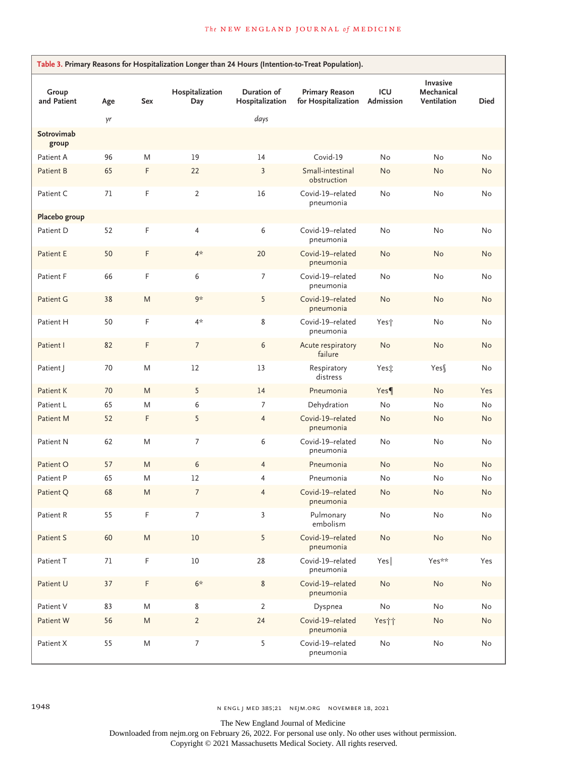**Table 3.** Primary Reasons for Hospitalization Longer than 24 Hours (Intention-to-Treat Population).

| Group and Patient | Age | Sex | Hospitalization Day | Duration of Hospitalization | Primary Reason for Hospitalization | ICU Admission | Invasive Mechanical Ventilation | Died |
|---|---|---|---|---|---|---|---|---|
| | *yr* | | | *days* | | | | |
| **Sotrovimab group** | | | | | | | | |
| Patient A | 96 | M | 19 | 14 | Covid-19 | No | No | No |
| Patient B | 65 | F | 22 | 3 | Small-intestinal obstruction | No | No | No |
| Patient C | 71 | F | 2 | 16 | Covid-19–related pneumonia | No | No | No |
| **Placebo group** | | | | | | | | |
| Patient D | 52 | F | 4 | 6 | Covid-19–related pneumonia | No | No | No |
| Patient E | 50 | F | 4* | 20 | Covid-19–related pneumonia | No | No | No |
| Patient F | 66 | F | 6 | 7 | Covid-19–related pneumonia | No | No | No |
| Patient G | 38 | M | 9* | 5 | Covid-19–related pneumonia | No | No | No |
| Patient H | 50 | F | 4* | 8 | Covid-19–related pneumonia | Yes† | No | No |
| Patient I | 82 | F | 7 | 6 | Acute respiratory failure | No | No | No |
| Patient J | 70 | M | 12 | 13 | Respiratory distress | Yes‡ | Yes§ | No |
| Patient K | 70 | M | 5 | 14 | Pneumonia | Yes¶ | No | Yes |
| Patient L | 65 | M | 6 | 7 | Dehydration | No | No | No |
| Patient M | 52 | F | 5 | 4 | Covid-19–related pneumonia | No | No | No |
| Patient N | 62 | M | 7 | 6 | Covid-19–related pneumonia | No | No | No |
| Patient O | 57 | M | 6 | 4 | Pneumonia | No | No | No |
| Patient P | 65 | M | 12 | 4 | Pneumonia | No | No | No |
| Patient Q | 68 | M | 7 | 4 | Covid-19–related pneumonia | No | No | No |
| Patient R | 55 | F | 7 | 3 | Pulmonary embolism | No | No | No |
| Patient S | 60 | M | 10 | 5 | Covid-19–related pneumonia | No | No | No |
| Patient T | 71 | F | 10 | 28 | Covid-19–related pneumonia | Yes‖ | Yes** | Yes |
| Patient U | 37 | F | 6* | 8 | Covid-19–related pneumonia | No | No | No |
| Patient V | 83 | M | 8 | 2 | Dyspnea | No | No | No |
| Patient W | 56 | M | 2 | 24 | Covid-19–related pneumonia | Yes†† | No | No |
| Patient X | 55 | M | 7 | 5 | Covid-19–related pneumonia | No | No | No |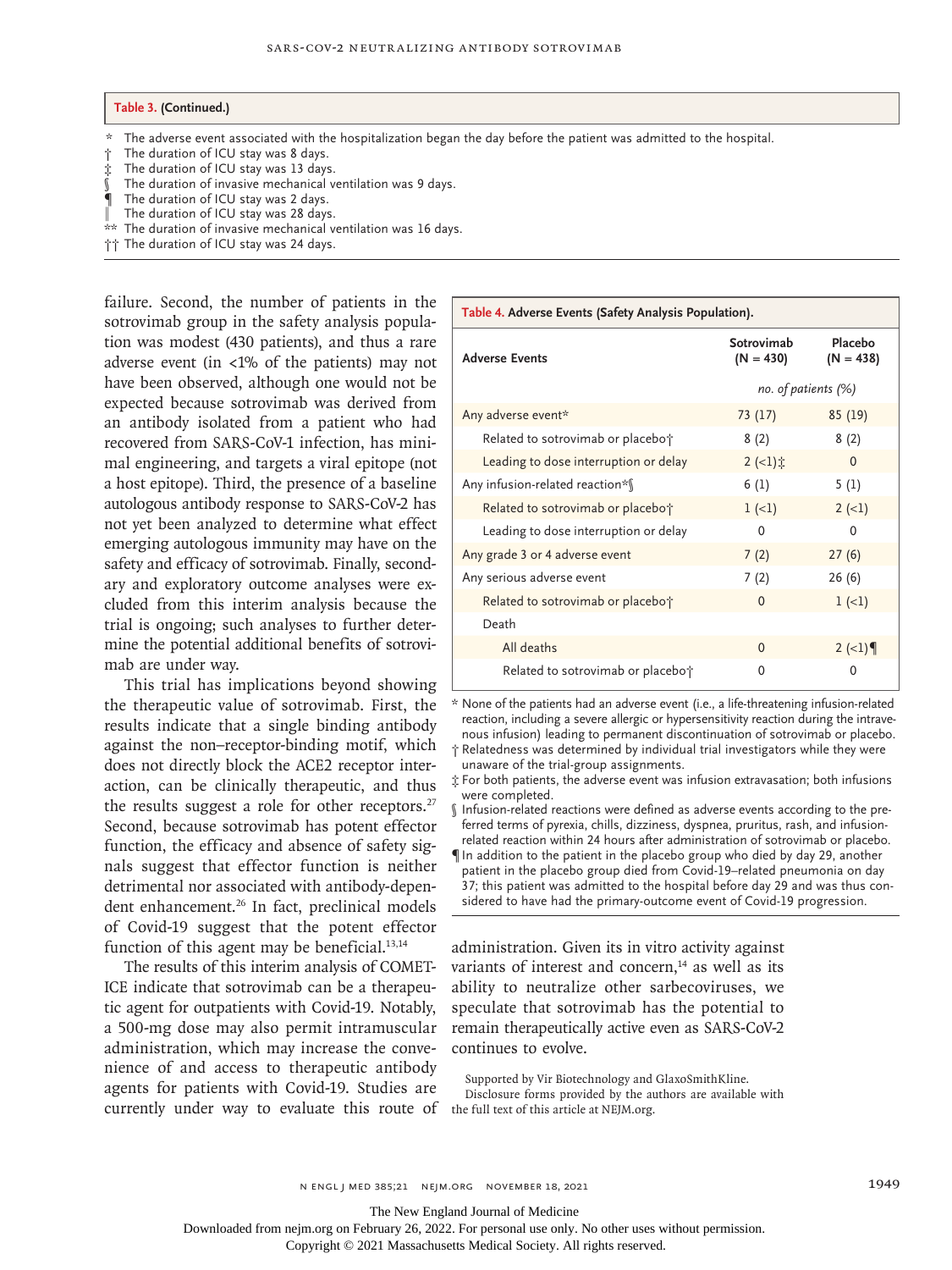**Table 3. (Continued.)**

\* The adverse event associated with the hospitalization began the day before the patient was admitted to the hospital.
† The duration of ICU stay was 8 days.
‡ The duration of ICU stay was 13 days.
§ The duration of invasive mechanical ventilation was 9 days.
¶ The duration of ICU stay was 2 days.
‖ The duration of ICU stay was 28 days.
\*\* The duration of invasive mechanical ventilation was 16 days.
†† The duration of ICU stay was 24 days.

failure. Second, the number of patients in the sotrovimab group in the safety analysis population was modest (430 patients), and thus a rare adverse event (in <1% of the patients) may not have been observed, although one would not be expected because sotrovimab was derived from an antibody isolated from a patient who had recovered from SARS-CoV-1 infection, has minimal engineering, and targets a viral epitope (not a host epitope). Third, the presence of a baseline autologous antibody response to SARS-CoV-2 has not yet been analyzed to determine what effect emerging autologous immunity may have on the safety and efficacy of sotrovimab. Finally, secondary and exploratory outcome analyses were excluded from this interim analysis because the trial is ongoing; such analyses to further determine the potential additional benefits of sotrovimab are under way.

This trial has implications beyond showing the therapeutic value of sotrovimab. First, the results indicate that a single binding antibody against the non–receptor-binding motif, which does not directly block the ACE2 receptor interaction, can be clinically therapeutic, and thus the results suggest a role for other receptors.[27] Second, because sotrovimab has potent effector function, the efficacy and absence of safety signals suggest that effector function is neither detrimental nor associated with antibody-dependent enhancement.[26] In fact, preclinical models of Covid-19 suggest that the potent effector function of this agent may be beneficial.[13,14]

The results of this interim analysis of COMET-ICE indicate that sotrovimab can be a therapeutic agent for outpatients with Covid-19. Notably, a 500-mg dose may also permit intramuscular administration, which may increase the convenience of and access to therapeutic antibody agents for patients with Covid-19. Studies are currently under way to evaluate this route of administration. Given its in vitro activity against variants of interest and concern,[14] as well as its ability to neutralize other sarbecoviruses, we speculate that sotrovimab has the potential to remain therapeutically active even as SARS-CoV-2 continues to evolve.

**Table 4. Adverse Events (Safety Analysis Population).**

| Adverse Events | Sotrovimab (N = 430) | Placebo (N = 438) |
|---|---|---|
| | *no. of patients (%)* | |
| Any adverse event* | 73 (17) | 85 (19) |
| Related to sotrovimab or placebo† | 8 (2) | 8 (2) |
| Leading to dose interruption or delay | 2 (<1)‡ | 0 |
| Any infusion-related reaction*§ | 6 (1) | 5 (1) |
| Related to sotrovimab or placebo† | 1 (<1) | 2 (<1) |
| Leading to dose interruption or delay | 0 | 0 |
| Any grade 3 or 4 adverse event | 7 (2) | 27 (6) |
| Any serious adverse event | 7 (2) | 26 (6) |
| Related to sotrovimab or placebo† | 0 | 1 (<1) |
| Death | | |
| All deaths | 0 | 2 (<1)¶ |
| Related to sotrovimab or placebo† | 0 | 0 |

\* None of the patients had an adverse event (i.e., a life-threatening infusion-related reaction, including a severe allergic or hypersensitivity reaction during the intravenous infusion) leading to permanent discontinuation of sotrovimab or placebo.
† Relatedness was determined by individual trial investigators while they were unaware of the trial-group assignments.
‡ For both patients, the adverse event was infusion extravasation; both infusions were completed.
§ Infusion-related reactions were defined as adverse events according to the preferred terms of pyrexia, chills, dizziness, dyspnea, pruritus, rash, and infusion-related reaction within 24 hours after administration of sotrovimab or placebo.
¶ In addition to the patient in the placebo group who died by day 29, another patient in the placebo group died from Covid-19–related pneumonia on day 37; this patient was admitted to the hospital before day 29 and was thus considered to have had the primary-outcome event of Covid-19 progression.

Supported by Vir Biotechnology and GlaxoSmithKline.

Disclosure forms provided by the authors are available with the full text of this article at NEJM.org.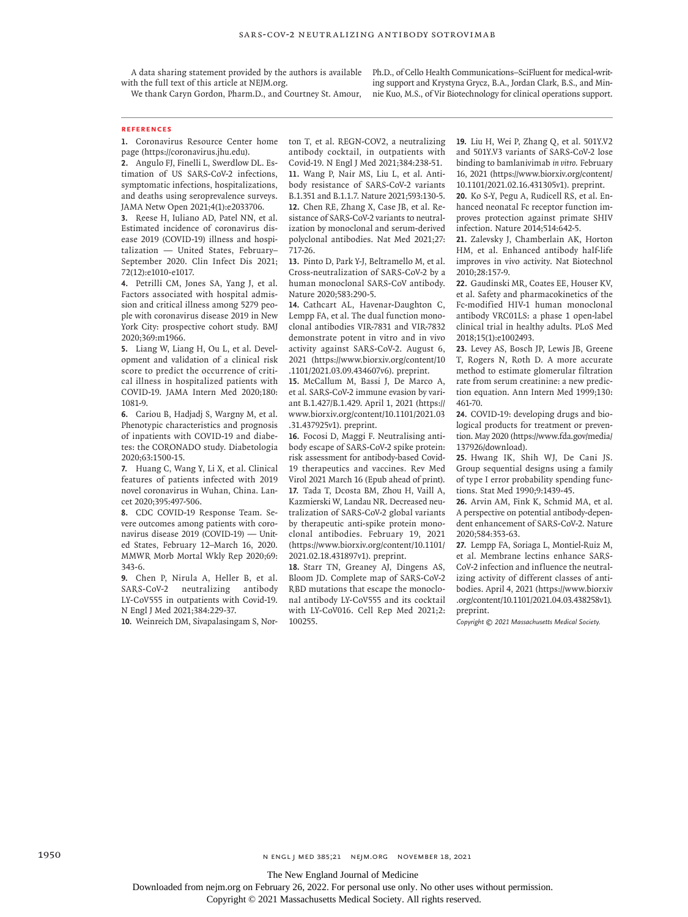A data sharing statement provided by the authors is available with the full text of this article at NEJM.org.

We thank Caryn Gordon, Pharm.D., and Courtney St. Amour, Ph.D., of Cello Health Communications–SciFluent for medical-writing support and Krystyna Grycz, B.A., Jordan Clark, B.S., and Minnie Kuo, M.S., of Vir Biotechnology for clinical operations support.

## References

1. Coronavirus Resource Center home page (https://coronavirus.jhu.edu).
2. Angulo FJ, Finelli L, Swerdlow DL. Estimation of US SARS-CoV-2 infections, symptomatic infections, hospitalizations, and deaths using seroprevalence surveys. JAMA Netw Open 2021;4(1):e2033706.
3. Reese H, Iuliano AD, Patel NN, et al. Estimated incidence of coronavirus disease 2019 (COVID-19) illness and hospitalization — United States, February–September 2020. Clin Infect Dis 2021; 72(12):e1010-e1017.
4. Petrilli CM, Jones SA, Yang J, et al. Factors associated with hospital admission and critical illness among 5279 people with coronavirus disease 2019 in New York City: prospective cohort study. BMJ 2020;369:m1966.
5. Liang W, Liang H, Ou L, et al. Development and validation of a clinical risk score to predict the occurrence of critical illness in hospitalized patients with COVID-19. JAMA Intern Med 2020;180: 1081-9.
6. Cariou B, Hadjadj S, Wargny M, et al. Phenotypic characteristics and prognosis of inpatients with COVID-19 and diabetes: the CORONADO study. Diabetologia 2020;63:1500-15.
7. Huang C, Wang Y, Li X, et al. Clinical features of patients infected with 2019 novel coronavirus in Wuhan, China. Lancet 2020;395:497-506.
8. CDC COVID-19 Response Team. Severe outcomes among patients with coronavirus disease 2019 (COVID-19) — United States, February 12–March 16, 2020. MMWR Morb Mortal Wkly Rep 2020;69: 343-6.
9. Chen P, Nirula A, Heller B, et al. SARS-CoV-2 neutralizing antibody LY-CoV555 in outpatients with Covid-19. N Engl J Med 2021;384:229-37.
10. Weinreich DM, Sivapalasingam S, Norton T, et al. REGN-COV2, a neutralizing antibody cocktail, in outpatients with Covid-19. N Engl J Med 2021;384:238-51.
11. Wang P, Nair MS, Liu L, et al. Antibody resistance of SARS-CoV-2 variants B.1.351 and B.1.1.7. Nature 2021;593:130-5.
12. Chen RE, Zhang X, Case JB, et al. Resistance of SARS-CoV-2 variants to neutralization by monoclonal and serum-derived polyclonal antibodies. Nat Med 2021;27: 717-26.
13. Pinto D, Park Y-J, Beltramello M, et al. Cross-neutralization of SARS-CoV-2 by a human monoclonal SARS-CoV antibody. Nature 2020;583:290-5.
14. Cathcart AL, Havenar-Daughton C, Lempp FA, et al. The dual function monoclonal antibodies VIR-7831 and VIR-7832 demonstrate potent in vitro and in vivo activity against SARS-CoV-2. August 6, 2021 (https://www.biorxiv.org/content/10.1101/2021.03.09.434607v6). preprint.
15. McCallum M, Bassi J, De Marco A, et al. SARS-CoV-2 immune evasion by variant B.1.427/B.1.429. April 1, 2021 (https://www.biorxiv.org/content/10.1101/2021.03.31.437925v1). preprint.
16. Focosi D, Maggi F. Neutralising antibody escape of SARS-CoV-2 spike protein: risk assessment for antibody-based Covid-19 therapeutics and vaccines. Rev Med Virol 2021 March 16 (Epub ahead of print).
17. Tada T, Dcosta BM, Zhou H, Vaill A, Kazmierski W, Landau NR. Decreased neutralization of SARS-CoV-2 global variants by therapeutic anti-spike protein monoclonal antibodies. February 19, 2021 (https://www.biorxiv.org/content/10.1101/2021.02.18.431897v1). preprint.
18. Starr TN, Greaney AJ, Dingens AS, Bloom JD. Complete map of SARS-CoV-2 RBD mutations that escape the monoclonal antibody LY-CoV555 and its cocktail with LY-CoV016. Cell Rep Med 2021;2: 100255.
19. Liu H, Wei P, Zhang Q, et al. 501Y.V2 and 501Y.V3 variants of SARS-CoV-2 lose binding to bamlanivimab *in vitro*. February 16, 2021 (https://www.biorxiv.org/content/10.1101/2021.02.16.431305v1). preprint.
20. Ko S-Y, Pegu A, Rudicell RS, et al. Enhanced neonatal Fc receptor function improves protection against primate SHIV infection. Nature 2014;514:642-5.
21. Zalevsky J, Chamberlain AK, Horton HM, et al. Enhanced antibody half-life improves in vivo activity. Nat Biotechnol 2010;28:157-9.
22. Gaudinski MR, Coates EE, Houser KV, et al. Safety and pharmacokinetics of the Fc-modified HIV-1 human monoclonal antibody VRC01LS: a phase 1 open-label clinical trial in healthy adults. PLoS Med 2018;15(1):e1002493.
23. Levey AS, Bosch JP, Lewis JB, Greene T, Rogers N, Roth D. A more accurate method to estimate glomerular filtration rate from serum creatinine: a new prediction equation. Ann Intern Med 1999;130: 461-70.
24. COVID-19: developing drugs and biological products for treatment or prevention. May 2020 (https://www.fda.gov/media/137926/download).
25. Hwang IK, Shih WJ, De Cani JS. Group sequential designs using a family of type I error probability spending functions. Stat Med 1990;9:1439-45.
26. Arvin AM, Fink K, Schmid MA, et al. A perspective on potential antibody-dependent enhancement of SARS-CoV-2. Nature 2020;584:353-63.
27. Lempp FA, Soriaga L, Montiel-Ruiz M, et al. Membrane lectins enhance SARS-CoV-2 infection and influence the neutralizing activity of different classes of antibodies. April 4, 2021 (https://www.biorxiv.org/content/10.1101/2021.04.03.438258v1). preprint.

*Copyright © 2021 Massachusetts Medical Society.*